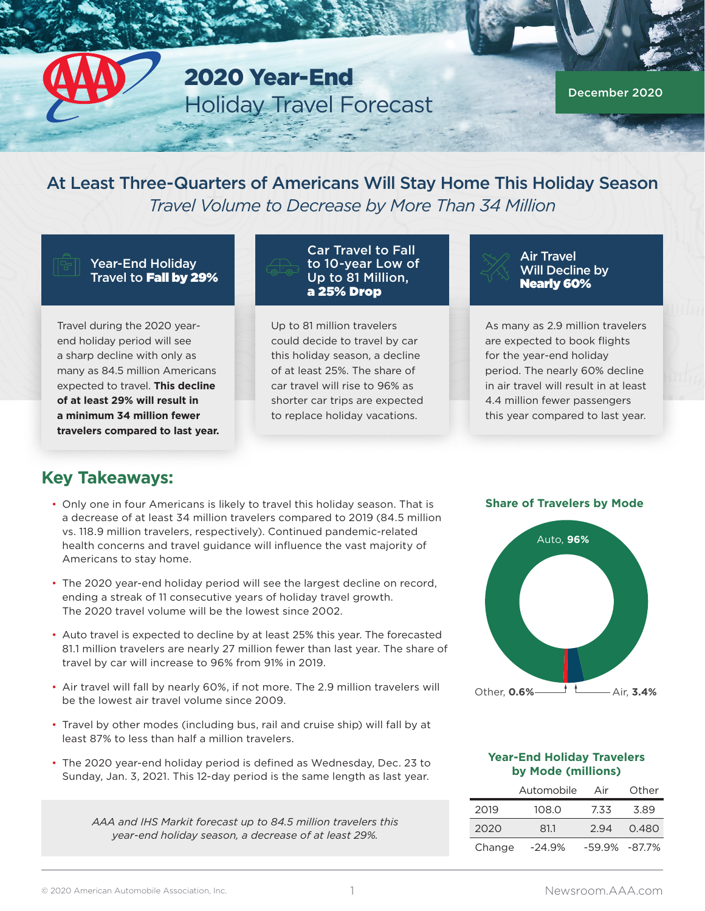# 2020 Year-End Holiday Travel Forecast

December 2020

## At Least Three-Quarters of Americans Will Stay Home This Holiday Season

*Travel Volume to Decrease by More Than 34 Million*

### Year-End Holiday Travel to **Fall by 29%**

Travel during the 2020 year-end holiday period will see a sharp decline with only as many as 84.5 million Americans expected to travel. **This decline of at least 29% will result in a minimum 34 million fewer travelers compared to last year.**

### Car Travel to Fall to 10-year Low of Up to 81 Million, **a 25% Drop**

Up to 81 million travelers could decide to travel by car this holiday season, a decline of at least 25%. The share of car travel will rise to 96% as shorter car trips are expected to replace holiday vacations.

### Air Travel Will Decline by **Nearly 60%**

As many as 2.9 million travelers are expected to book flights for the year-end holiday period. The nearly 60% decline in air travel will result in at least 4.4 million fewer passengers this year compared to last year.

## Key Takeaways:

- Only one in four Americans is likely to travel this holiday season. That is a decrease of at least 34 million travelers compared to 2019 (84.5 million vs. 118.9 million travelers, respectively). Continued pandemic-related health concerns and travel guidance will influence the vast majority of Americans to stay home.
- The 2020 year-end holiday period will see the largest decline on record, ending a streak of 11 consecutive years of holiday travel growth. The 2020 travel volume will be the lowest since 2002.
- Auto travel is expected to decline by at least 25% this year. The forecasted 81.1 million travelers are nearly 27 million fewer than last year. The share of travel by car will increase to 96% from 91% in 2019.
- Air travel will fall by nearly 60%, if not more. The 2.9 million travelers will be the lowest air travel volume since 2009.
- Travel by other modes (including bus, rail and cruise ship) will fall by at least 87% to less than half a million travelers.
- The 2020 year-end holiday period is defined as Wednesday, Dec. 23 to Sunday, Jan. 3, 2021. This 12-day period is the same length as last year.

*AAA and IHS Markit forecast up to 84.5 million travelers this year-end holiday season, a decrease of at least 29%.*

### Share of Travelers by Mode

Auto, **96%**

Other, **0.6%**

Air, **3.4%**

### Year-End Holiday Travelers by Mode (millions)

| | Automobile | Air | Other |
|---|---|---|---|
| 2019 | 108.0 | 7.33 | 3.89 |
| 2020 | 81.1 | 2.94 | 0.480 |
| Change | -24.9% | -59.9% | -87.7% |

© 2020 American Automobile Association, Inc.

Newsroom.AAA.com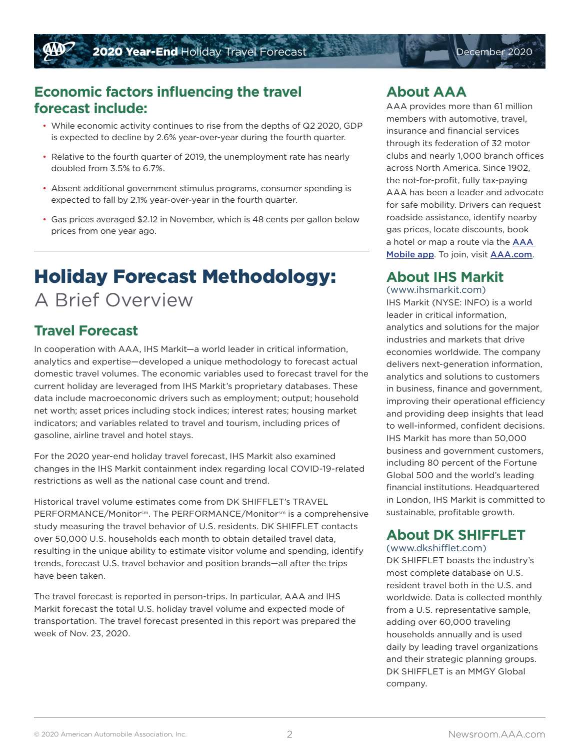## Economic factors influencing the travel forecast include:

- While economic activity continues to rise from the depths of Q2 2020, GDP is expected to decline by 2.6% year-over-year during the fourth quarter.
- Relative to the fourth quarter of 2019, the unemployment rate has nearly doubled from 3.5% to 6.7%.
- Absent additional government stimulus programs, consumer spending is expected to fall by 2.1% year-over-year in the fourth quarter.
- Gas prices averaged $2.12 in November, which is 48 cents per gallon below prices from one year ago.

# Holiday Forecast Methodology: A Brief Overview

## Travel Forecast

In cooperation with AAA, IHS Markit—a world leader in critical information, analytics and expertise—developed a unique methodology to forecast actual domestic travel volumes. The economic variables used to forecast travel for the current holiday are leveraged from IHS Markit's proprietary databases. These data include macroeconomic drivers such as employment; output; household net worth; asset prices including stock indices; interest rates; housing market indicators; and variables related to travel and tourism, including prices of gasoline, airline travel and hotel stays.

For the 2020 year-end holiday travel forecast, IHS Markit also examined changes in the IHS Markit containment index regarding local COVID-19-related restrictions as well as the national case count and trend.

Historical travel volume estimates come from DK SHIFFLET's TRAVEL PERFORMANCE/Monitor[sm]. The PERFORMANCE/Monitor[sm] is a comprehensive study measuring the travel behavior of U.S. residents. DK SHIFFLET contacts over 50,000 U.S. households each month to obtain detailed travel data, resulting in the unique ability to estimate visitor volume and spending, identify trends, forecast U.S. travel behavior and position brands—all after the trips have been taken.

The travel forecast is reported in person-trips. In particular, AAA and IHS Markit forecast the total U.S. holiday travel volume and expected mode of transportation. The travel forecast presented in this report was prepared the week of Nov. 23, 2020.

## About AAA

AAA provides more than 61 million members with automotive, travel, insurance and financial services through its federation of 32 motor clubs and nearly 1,000 branch offices across North America. Since 1902, the not-for-profit, fully tax-paying AAA has been a leader and advocate for safe mobility. Drivers can request roadside assistance, identify nearby gas prices, locate discounts, book a hotel or map a route via the AAA Mobile app. To join, visit AAA.com.

## About IHS Markit

(www.ihsmarkit.com)

IHS Markit (NYSE: INFO) is a world leader in critical information, analytics and solutions for the major industries and markets that drive economies worldwide. The company delivers next-generation information, analytics and solutions to customers in business, finance and government, improving their operational efficiency and providing deep insights that lead to well-informed, confident decisions. IHS Markit has more than 50,000 business and government customers, including 80 percent of the Fortune Global 500 and the world's leading financial institutions. Headquartered in London, IHS Markit is committed to sustainable, profitable growth.

## About DK SHIFFLET

(www.dkshifflet.com)

DK SHIFFLET boasts the industry's most complete database on U.S. resident travel both in the U.S. and worldwide. Data is collected monthly from a U.S. representative sample, adding over 60,000 traveling households annually and is used daily by leading travel organizations and their strategic planning groups. DK SHIFFLET is an MMGY Global company.